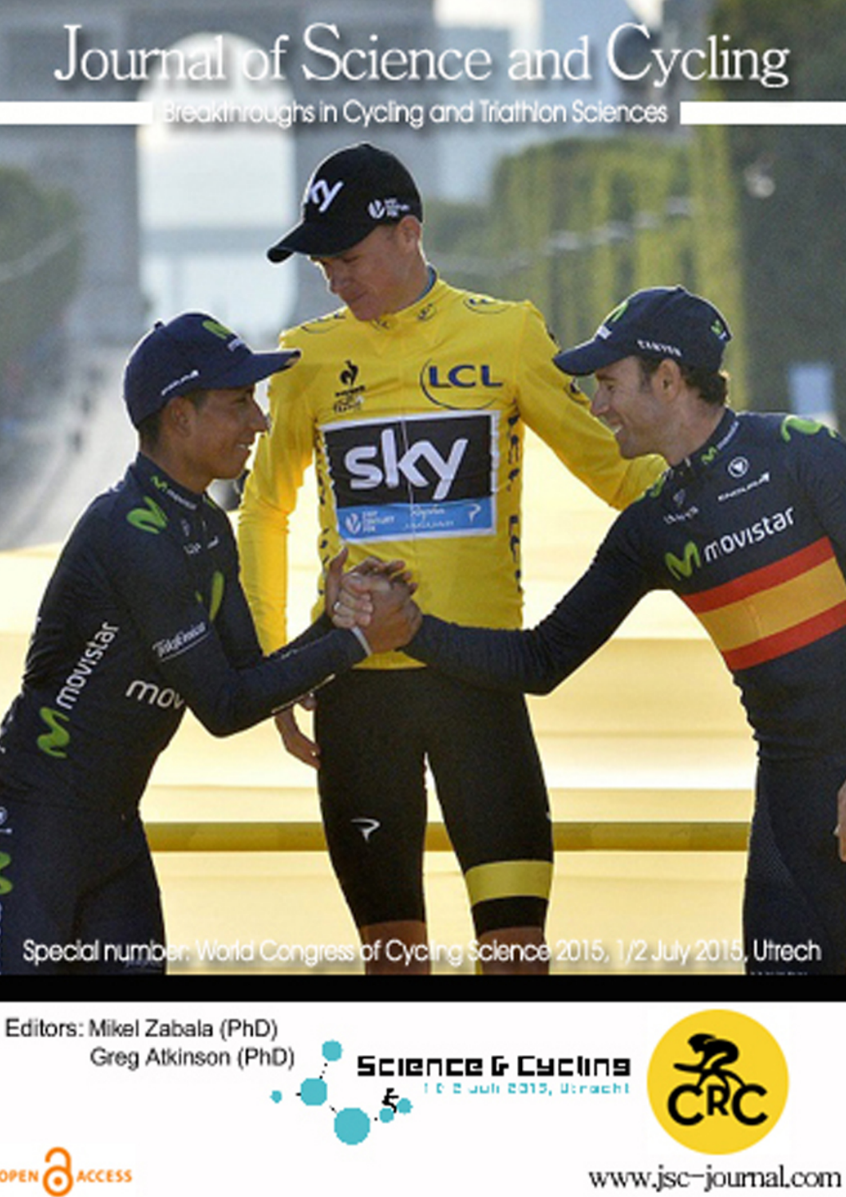# Journal of Science and Cycling

Breakthroughs in Cycling and Triathlon Sciences

Special number: World Congress of Cycling Science 2015, 1/2 July 2015, Utrech

Editors: Mikel Zabala (PhD)
Greg Atkinson (PhD)

Science & Cycling
1 & 2 juli 2015, Utrecht

CRC

OPEN ACCESS

www.jsc-journal.com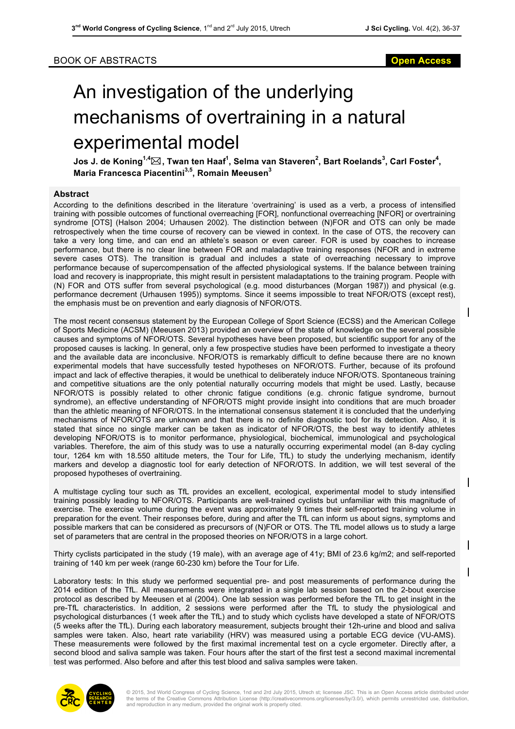BOOK OF ABSTRACTS

**Open Access**

# An investigation of the underlying mechanisms of overtraining in a natural experimental model

**Jos J. de Koning[1,4]✉, Twan ten Haaf[1], Selma van Staveren[2], Bart Roelands[3], Carl Foster[4], Maria Francesca Piacentini[3,5], Romain Meeusen[3]**

## Abstract

According to the definitions described in the literature 'overtraining' is used as a verb, a process of intensified training with possible outcomes of functional overreaching [FOR], nonfunctional overreaching [NFOR] or overtraining syndrome [OTS] (Halson 2004; Urhausen 2002). The distinction between (N)FOR and OTS can only be made retrospectively when the time course of recovery can be viewed in context. In the case of OTS, the recovery can take a very long time, and can end an athlete's season or even career. FOR is used by coaches to increase performance, but there is no clear line between FOR and maladaptive training responses (NFOR and in extreme severe cases OTS). The transition is gradual and includes a state of overreaching necessary to improve performance because of supercompensation of the affected physiological systems. If the balance between training load and recovery is inappropriate, this might result in persistent maladaptations to the training program. People with (N) FOR and OTS suffer from several psychological (e.g. mood disturbances (Morgan 1987)) and physical (e.g. performance decrement (Urhausen 1995)) symptoms. Since it seems impossible to treat NFOR/OTS (except rest), the emphasis must be on prevention and early diagnosis of NFOR/OTS.

The most recent consensus statement by the European College of Sport Science (ECSS) and the American College of Sports Medicine (ACSM) (Meeusen 2013) provided an overview of the state of knowledge on the several possible causes and symptoms of NFOR/OTS. Several hypotheses have been proposed, but scientific support for any of the proposed causes is lacking. In general, only a few prospective studies have been performed to investigate a theory and the available data are inconclusive. NFOR/OTS is remarkably difficult to define because there are no known experimental models that have successfully tested hypotheses on NFOR/OTS. Further, because of its profound impact and lack of effective therapies, it would be unethical to deliberately induce NFOR/OTS. Spontaneous training and competitive situations are the only potential naturally occurring models that might be used. Lastly, because NFOR/OTS is possibly related to other chronic fatigue conditions (e.g. chronic fatigue syndrome, burnout syndrome), an effective understanding of NFOR/OTS might provide insight into conditions that are much broader than the athletic meaning of NFOR/OTS. In the international consensus statement it is concluded that the underlying mechanisms of NFOR/OTS are unknown and that there is no definite diagnostic tool for its detection. Also, it is stated that since no single marker can be taken as indicator of NFOR/OTS, the best way to identify athletes developing NFOR/OTS is to monitor performance, physiological, biochemical, immunological and psychological variables. Therefore, the aim of this study was to use a naturally occurring experimental model (an 8-day cycling tour, 1264 km with 18.550 altitude meters, the Tour for Life, TfL) to study the underlying mechanism, identify markers and develop a diagnostic tool for early detection of NFOR/OTS. In addition, we will test several of the proposed hypotheses of overtraining.

A multistage cycling tour such as TfL provides an excellent, ecological, experimental model to study intensified training possibly leading to NFOR/OTS. Participants are well-trained cyclists but unfamiliar with this magnitude of exercise. The exercise volume during the event was approximately 9 times their self-reported training volume in preparation for the event. Their responses before, during and after the TfL can inform us about signs, symptoms and possible markers that can be considered as precursors of (N)FOR or OTS. The TfL model allows us to study a large set of parameters that are central in the proposed theories on NFOR/OTS in a large cohort.

Thirty cyclists participated in the study (19 male), with an average age of 41y; BMI of 23.6 kg/m2; and self-reported training of 140 km per week (range 60-230 km) before the Tour for Life.

Laboratory tests: In this study we performed sequential pre- and post measurements of performance during the 2014 edition of the TfL. All measurements were integrated in a single lab session based on the 2-bout exercise protocol as described by Meeusen et al (2004). One lab session was performed before the TfL to get insight in the pre-TfL characteristics. In addition, 2 sessions were performed after the TfL to study the physiological and psychological disturbances (1 week after the TfL) and to study which cyclists have developed a state of NFOR/OTS (5 weeks after the TfL). During each laboratory measurement, subjects brought their 12h-urine and blood and saliva samples were taken. Also, heart rate variability (HRV) was measured using a portable ECG device (VU-AMS). These measurements were followed by the first maximal incremental test on a cycle ergometer. Directly after, a second blood and saliva sample was taken. Four hours after the start of the first test a second maximal incremental test was performed. Also before and after this test blood and saliva samples were taken.

© 2015, 3nd World Congress of Cycling Science, 1nd and 2rd July 2015, Utrech st; licensee JSC. This is an Open Access article distributed under the terms of the Creative Commons Attribution License (http://creativecommons.org/licenses/by/3.0/), which permits unrestricted use, distribution, and reproduction in any medium, provided the original work is properly cited.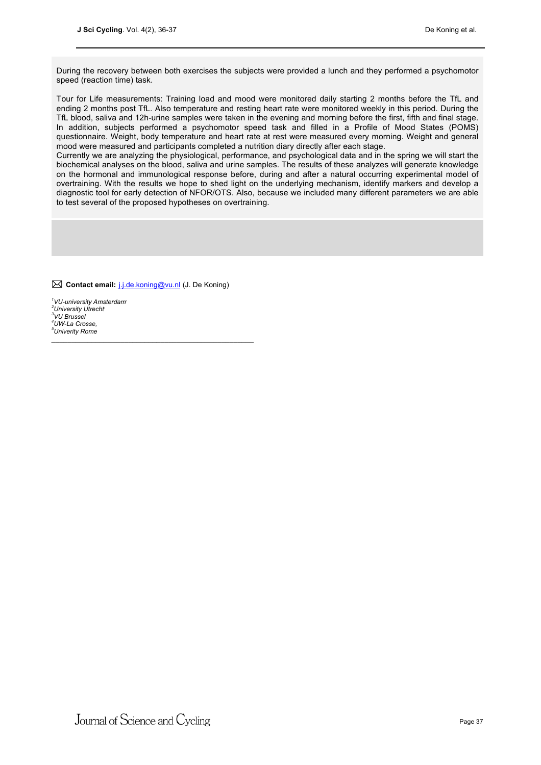During the recovery between both exercises the subjects were provided a lunch and they performed a psychomotor speed (reaction time) task.

Tour for Life measurements: Training load and mood were monitored daily starting 2 months before the TfL and ending 2 months post TfL. Also temperature and resting heart rate were monitored weekly in this period. During the TfL blood, saliva and 12h-urine samples were taken in the evening and morning before the first, fifth and final stage. In addition, subjects performed a psychomotor speed task and filled in a Profile of Mood States (POMS) questionnaire. Weight, body temperature and heart rate at rest were measured every morning. Weight and general mood were measured and participants completed a nutrition diary directly after each stage.

Currently we are analyzing the physiological, performance, and psychological data and in the spring we will start the biochemical analyses on the blood, saliva and urine samples. The results of these analyzes will generate knowledge on the hormonal and immunological response before, during and after a natural occurring experimental model of overtraining. With the results we hope to shed light on the underlying mechanism, identify markers and develop a diagnostic tool for early detection of NFOR/OTS. Also, because we included many different parameters we are able to test several of the proposed hypotheses on overtraining.

✉ **Contact email:** j.j.de.koning@vu.nl (J. De Koning)

[1] *VU-university Amsterdam*
[2] *University Utrecht*
[3] *VU Brussel*
[4] *UW-La Crosse,*
[5] *Univerity Rome*